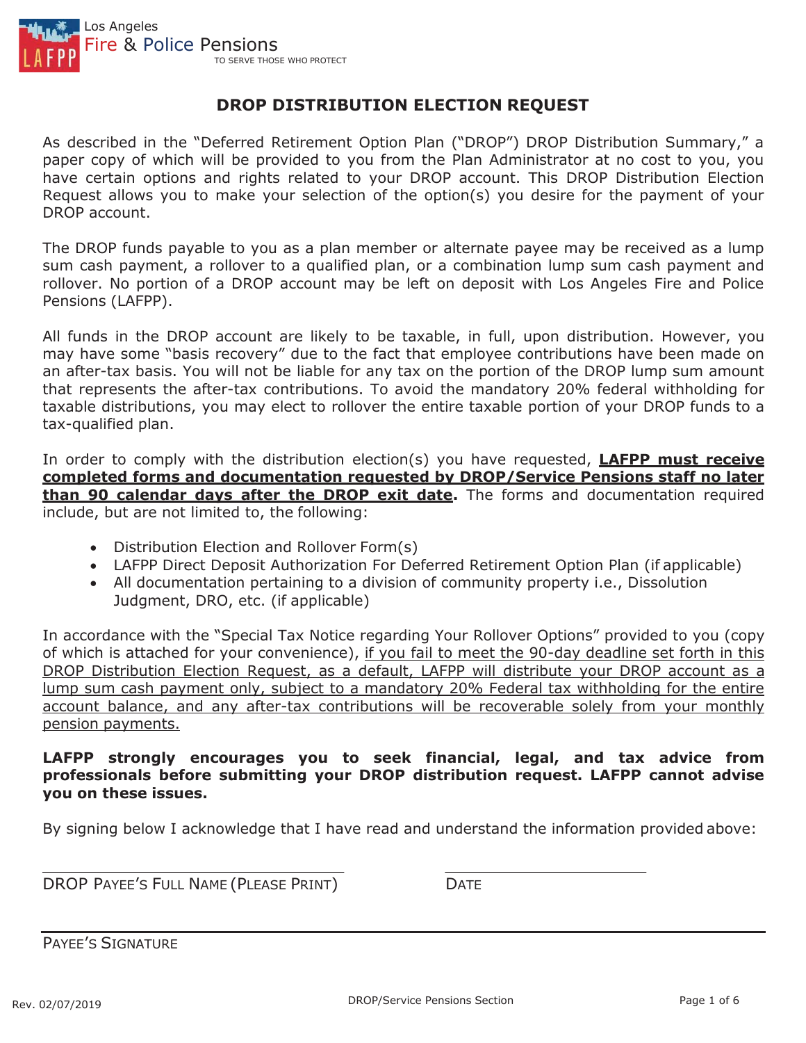Los Angeles
Fire & Police Pensions
TO SERVE THOSE WHO PROTECT

# DROP DISTRIBUTION ELECTION REQUEST

As described in the "Deferred Retirement Option Plan ("DROP") DROP Distribution Summary," a paper copy of which will be provided to you from the Plan Administrator at no cost to you, you have certain options and rights related to your DROP account. This DROP Distribution Election Request allows you to make your selection of the option(s) you desire for the payment of your DROP account.

The DROP funds payable to you as a plan member or alternate payee may be received as a lump sum cash payment, a rollover to a qualified plan, or a combination lump sum cash payment and rollover. No portion of a DROP account may be left on deposit with Los Angeles Fire and Police Pensions (LAFPP).

All funds in the DROP account are likely to be taxable, in full, upon distribution. However, you may have some "basis recovery" due to the fact that employee contributions have been made on an after-tax basis. You will not be liable for any tax on the portion of the DROP lump sum amount that represents the after-tax contributions. To avoid the mandatory 20% federal withholding for taxable distributions, you may elect to rollover the entire taxable portion of your DROP funds to a tax-qualified plan.

In order to comply with the distribution election(s) you have requested, **LAFPP must receive completed forms and documentation requested by DROP/Service Pensions staff no later than 90 calendar days after the DROP exit date.** The forms and documentation required include, but are not limited to, the following:

- Distribution Election and Rollover Form(s)
- LAFPP Direct Deposit Authorization For Deferred Retirement Option Plan (if applicable)
- All documentation pertaining to a division of community property i.e., Dissolution Judgment, DRO, etc. (if applicable)

In accordance with the "Special Tax Notice regarding Your Rollover Options" provided to you (copy of which is attached for your convenience), if you fail to meet the 90-day deadline set forth in this DROP Distribution Election Request, as a default, LAFPP will distribute your DROP account as a lump sum cash payment only, subject to a mandatory 20% Federal tax withholding for the entire account balance, and any after-tax contributions will be recoverable solely from your monthly pension payments.

**LAFPP strongly encourages you to seek financial, legal, and tax advice from professionals before submitting your DROP distribution request. LAFPP cannot advise you on these issues.**

By signing below I acknowledge that I have read and understand the information provided above:

_______________________________ &nbsp;&nbsp;&nbsp;&nbsp; ____________________

DROP PAYEE'S FULL NAME (PLEASE PRINT) &nbsp;&nbsp;&nbsp;&nbsp; DATE

_______________________________

PAYEE'S SIGNATURE

Rev. 02/07/2019

DROP/Service Pensions Section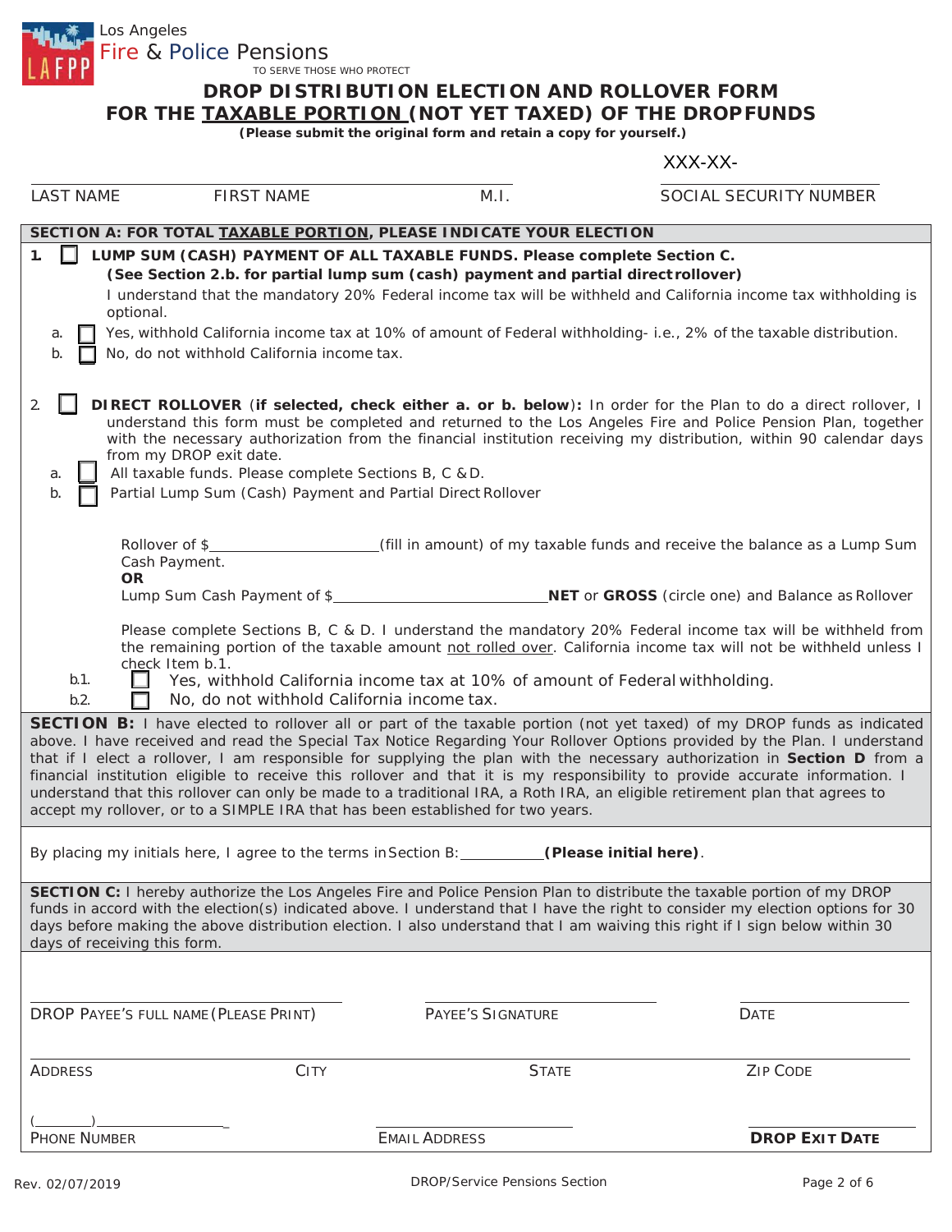Los Angeles
Fire & Police Pensions
TO SERVE THOSE WHO PROTECT

# DROP DISTRIBUTION ELECTION AND ROLLOVER FORM FOR THE TAXABLE PORTION (NOT YET TAXED) OF THE DROP FUNDS

**(Please submit the original form and retain a copy for yourself.)**

| LAST NAME | FIRST NAME | M.I. | SOCIAL SECURITY NUMBER |
|---|---|---|---|
| | | | XXX-XX- |

**SECTION A: FOR TOTAL TAXABLE PORTION, PLEASE INDICATE YOUR ELECTION**

1. ☐ **LUMP SUM (CASH) PAYMENT OF ALL TAXABLE FUNDS. Please complete Section C.**
   **(See Section 2.b. for partial lump sum (cash) payment and partial direct rollover)**
   I understand that the mandatory 20% Federal income tax will be withheld and California income tax withholding is optional.
   - a. ☐ Yes, withhold California income tax at 10% of amount of Federal withholding- i.e., 2% of the taxable distribution.
   - b. ☐ No, do not withhold California income tax.

2. ☐ **DIRECT ROLLOVER** (**if selected, check either a. or b. below**)**:** In order for the Plan to do a direct rollover, I understand this form must be completed and returned to the Los Angeles Fire and Police Pension Plan, together with the necessary authorization from the financial institution receiving my distribution, within 90 calendar days from my DROP exit date.
   - a. ☐ All taxable funds. Please complete Sections B, C & D.
   - b. ☐ Partial Lump Sum (Cash) Payment and Partial Direct Rollover

     Rollover of $\_\_\_\_\_\_\_\_\_\_\_\_\_\_\_\_\_\_\_\_(fill in amount) of my taxable funds and receive the balance as a Lump Sum Cash Payment.
     **OR**
     Lump Sum Cash Payment of $\_\_\_\_\_\_\_\_\_\_\_\_\_\_\_\_\_\_\_\_\_\_\_\_ **NET** or **GROSS** (circle one) and Balance as Rollover

     Please complete Sections B, C & D. I understand the mandatory 20% Federal income tax will be withheld from the remaining portion of the taxable amount not rolled over. California income tax will not be withheld unless I check Item b.1.
     - b.1. ☐ Yes, withhold California income tax at 10% of amount of Federal withholding.
     - b.2. ☐ No, do not withhold California income tax.

**SECTION B:** I have elected to rollover all or part of the taxable portion (not yet taxed) of my DROP funds as indicated above. I have received and read the Special Tax Notice Regarding Your Rollover Options provided by the Plan. I understand that if I elect a rollover, I am responsible for supplying the plan with the necessary authorization in **Section D** from a financial institution eligible to receive this rollover and that it is my responsibility to provide accurate information. I understand that this rollover can only be made to a traditional IRA, a Roth IRA, an eligible retirement plan that agrees to accept my rollover, or to a SIMPLE IRA that has been established for two years.

By placing my initials here, I agree to the terms in Section B: \_\_\_\_\_\_\_\_\_\_ **(Please initial here)**.

**SECTION C:** I hereby authorize the Los Angeles Fire and Police Pension Plan to distribute the taxable portion of my DROP funds in accord with the election(s) indicated above. I understand that I have the right to consider my election options for 30 days before making the above distribution election. I also understand that I am waiving this right if I sign below within 30 days of receiving this form.

| DROP PAYEE'S FULL NAME (PLEASE PRINT) | PAYEE'S SIGNATURE | | DATE |
|---|---|---|---|
| | | | |
| **ADDRESS** | **CITY** | **STATE** | **ZIP CODE** |
| | | | |
| **PHONE NUMBER** ( ) | **EMAIL ADDRESS** | | **DROP EXIT DATE** |

Rev. 02/07/2019 DROP/Service Pensions Section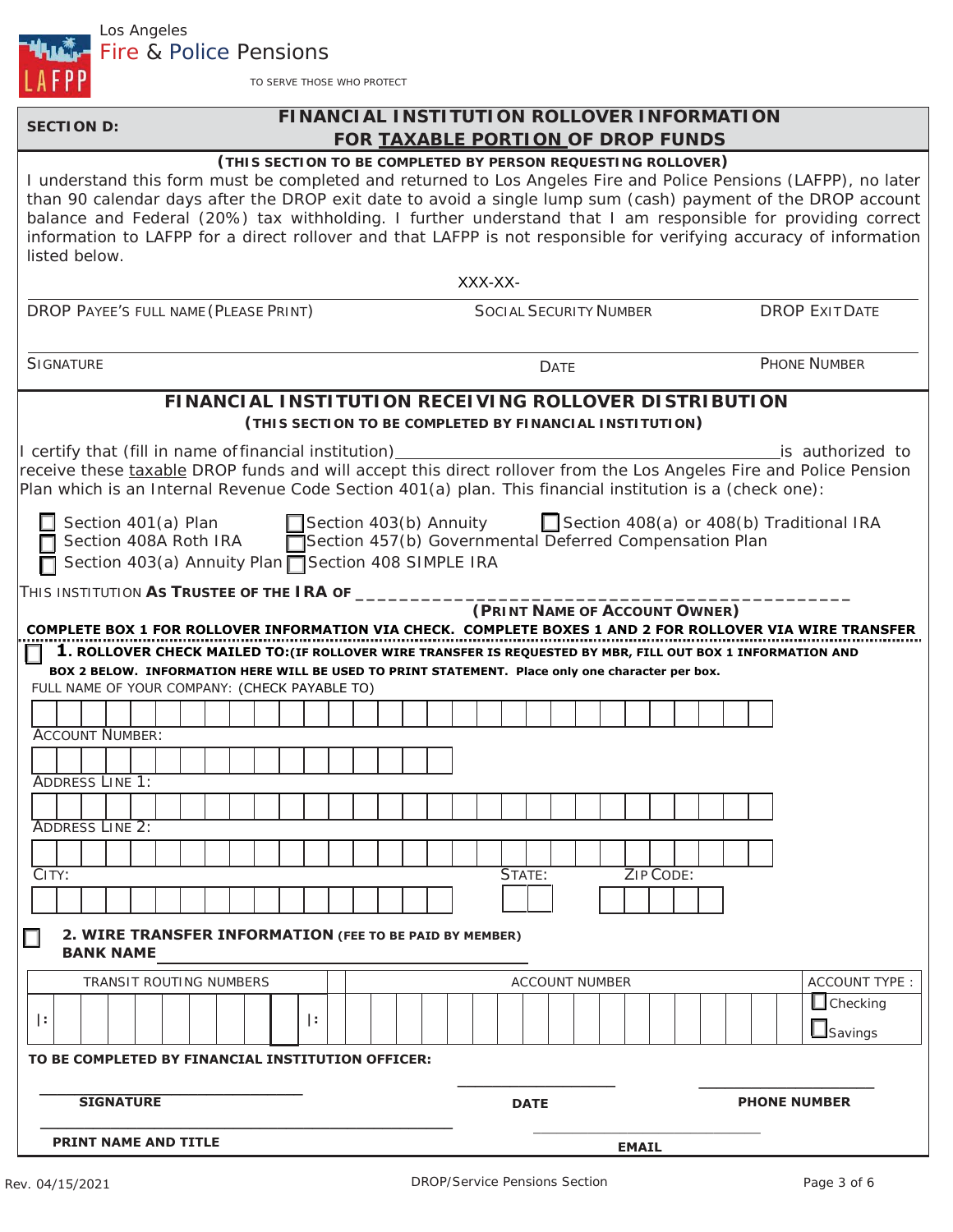Los Angeles
Fire & Police Pensions
TO SERVE THOSE WHO PROTECT

## SECTION D: FINANCIAL INSTITUTION ROLLOVER INFORMATION FOR TAXABLE PORTION OF DROP FUNDS

**(THIS SECTION TO BE COMPLETED BY PERSON REQUESTING ROLLOVER)**

I understand this form must be completed and returned to Los Angeles Fire and Police Pensions (LAFPP), no later than 90 calendar days after the DROP exit date to avoid a single lump sum (cash) payment of the DROP account balance and Federal (20%) tax withholding. I further understand that I am responsible for providing correct information to LAFPP for a direct rollover and that LAFPP is not responsible for verifying accuracy of information listed below.

| DROP PAYEE'S FULL NAME (PLEASE PRINT) | SOCIAL SECURITY NUMBER XXX-XX- | DROP EXIT DATE |
|---|---|---|
| | | |

| SIGNATURE | DATE | PHONE NUMBER |
|---|---|---|
| | | |

## FINANCIAL INSTITUTION RECEIVING ROLLOVER DISTRIBUTION

**(THIS SECTION TO BE COMPLETED BY FINANCIAL INSTITUTION)**

I certify that (fill in name of financial institution) ________________________ is authorized to receive these taxable DROP funds and will accept this direct rollover from the Los Angeles Fire and Police Pension Plan which is an Internal Revenue Code Section 401(a) plan. This financial institution is a (check one):

- ☐ Section 401(a) Plan
- ☐ Section 403(b) Annuity
- ☐ Section 408(a) or 408(b) Traditional IRA
- ☐ Section 408A Roth IRA
- ☐ Section 457(b) Governmental Deferred Compensation Plan
- ☐ Section 403(a) Annuity Plan
- ☐ Section 408 SIMPLE IRA

THIS INSTITUTION **AS TRUSTEE OF THE IRA OF** ____________________________________________
**(PRINT NAME OF ACCOUNT OWNER)**

**COMPLETE BOX 1 FOR ROLLOVER INFORMATION VIA CHECK. COMPLETE BOXES 1 AND 2 FOR ROLLOVER VIA WIRE TRANSFER**

☐ **1. ROLLOVER CHECK MAILED TO: (IF ROLLOVER WIRE TRANSFER IS REQUESTED BY MBR, FILL OUT BOX 1 INFORMATION AND BOX 2 BELOW. INFORMATION HERE WILL BE USED TO PRINT STATEMENT. Place only one character per box.**

FULL NAME OF YOUR COMPANY: (CHECK PAYABLE TO)

ACCOUNT NUMBER:

ADDRESS LINE 1:

ADDRESS LINE 2:

CITY: STATE: ZIP CODE:

☐ **2. WIRE TRANSFER INFORMATION (FEE TO BE PAID BY MEMBER)**
**BANK NAME** ________________________

| TRANSIT ROUTING NUMBERS | ACCOUNT NUMBER | ACCOUNT TYPE : |
|---|---|---|
| \|: \|: | | ☐ Checking ☐ Savings |

**TO BE COMPLETED BY FINANCIAL INSTITUTION OFFICER:**

| **SIGNATURE** | **DATE** | **PHONE NUMBER** |
|---|---|---|
| | | |

| **PRINT NAME AND TITLE** | **EMAIL** |
|---|---|
| | |

Rev. 04/15/2021 DROP/Service Pensions Section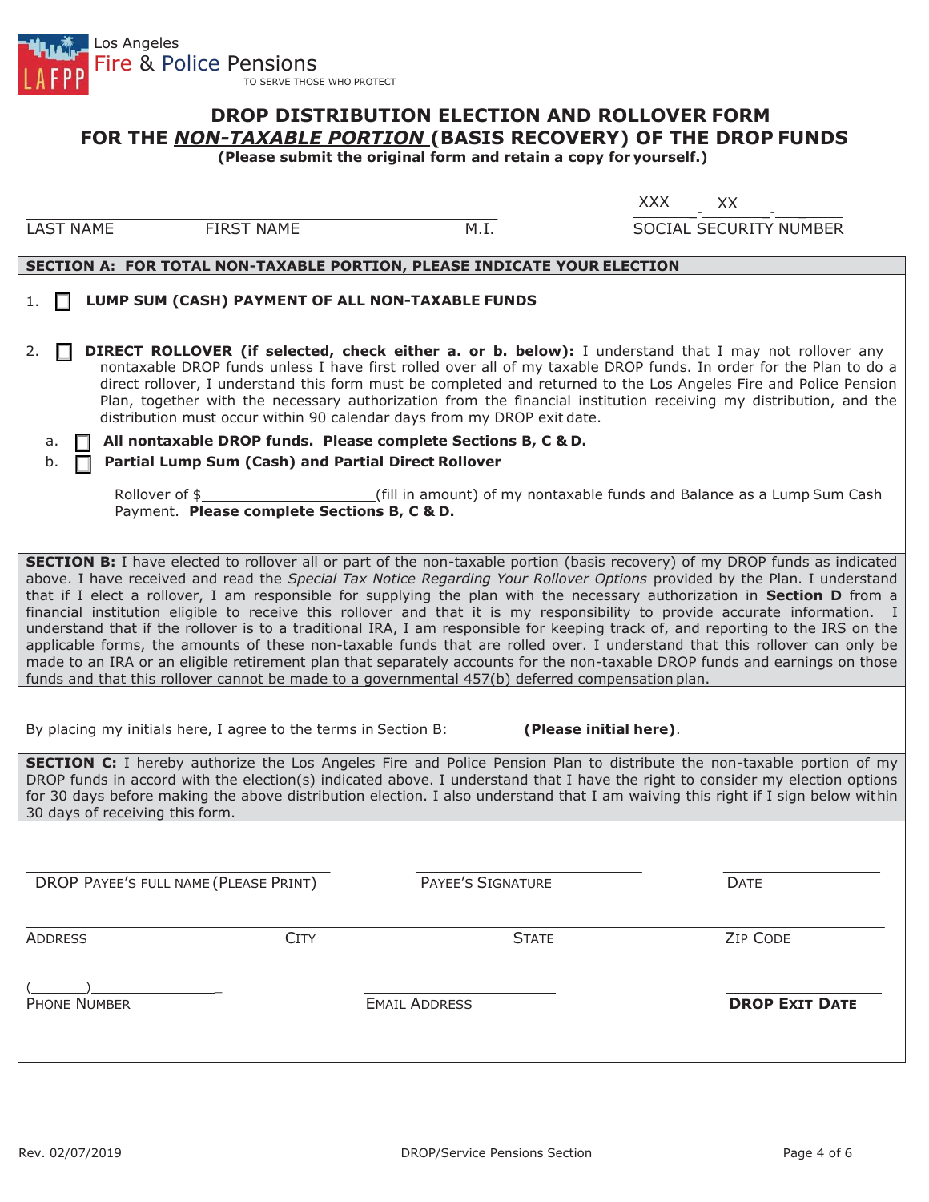Los Angeles
Fire & Police Pensions
TO SERVE THOSE WHO PROTECT

# DROP DISTRIBUTION ELECTION AND ROLLOVER FORM FOR THE *NON-TAXABLE PORTION* (BASIS RECOVERY) OF THE DROP FUNDS

**(Please submit the original form and retain a copy for yourself.)**

| LAST NAME | FIRST NAME | M.I. | SOCIAL SECURITY NUMBER |
|---|---|---|---|
| | | | XXX - XX - |

## SECTION A: FOR TOTAL NON-TAXABLE PORTION, PLEASE INDICATE YOUR ELECTION

1. ☐ **LUMP SUM (CASH) PAYMENT OF ALL NON-TAXABLE FUNDS**

2. ☐ **DIRECT ROLLOVER (if selected, check either a. or b. below):** I understand that I may not rollover any nontaxable DROP funds unless I have first rolled over all of my taxable DROP funds. In order for the Plan to do a direct rollover, I understand this form must be completed and returned to the Los Angeles Fire and Police Pension Plan, together with the necessary authorization from the financial institution receiving my distribution, and the distribution must occur within 90 calendar days from my DROP exit date.

   a. ☐ **All nontaxable DROP funds. Please complete Sections B, C & D.**

   b. ☐ **Partial Lump Sum (Cash) and Partial Direct Rollover**

   Rollover of $____________________(fill in amount) of my nontaxable funds and Balance as a Lump Sum Cash Payment. **Please complete Sections B, C & D.**

**SECTION B:** I have elected to rollover all or part of the non-taxable portion (basis recovery) of my DROP funds as indicated above. I have received and read the *Special Tax Notice Regarding Your Rollover Options* provided by the Plan. I understand that if I elect a rollover, I am responsible for supplying the plan with the necessary authorization in **Section D** from a financial institution eligible to receive this rollover and that it is my responsibility to provide accurate information. I understand that if the rollover is to a traditional IRA, I am responsible for keeping track of, and reporting to the IRS on the applicable forms, the amounts of these non-taxable funds that are rolled over. I understand that this rollover can only be made to an IRA or an eligible retirement plan that separately accounts for the non-taxable DROP funds and earnings on those funds and that this rollover cannot be made to a governmental 457(b) deferred compensation plan.

By placing my initials here, I agree to the terms in Section B:_________**(Please initial here)**.

**SECTION C:** I hereby authorize the Los Angeles Fire and Police Pension Plan to distribute the non-taxable portion of my DROP funds in accord with the election(s) indicated above. I understand that I have the right to consider my election options for 30 days before making the above distribution election. I also understand that I am waiving this right if I sign below within 30 days of receiving this form.

| DROP PAYEE'S FULL NAME (PLEASE PRINT) | PAYEE'S SIGNATURE | | DATE |
|---|---|---|---|
| | | | |
| **ADDRESS** | **CITY** | **STATE** | **ZIP CODE** |
| | | | |
| **PHONE NUMBER** ( ) | **EMAIL ADDRESS** | | **DROP EXIT DATE** |
| | | | |

Rev. 02/07/2019 DROP/Service Pensions Section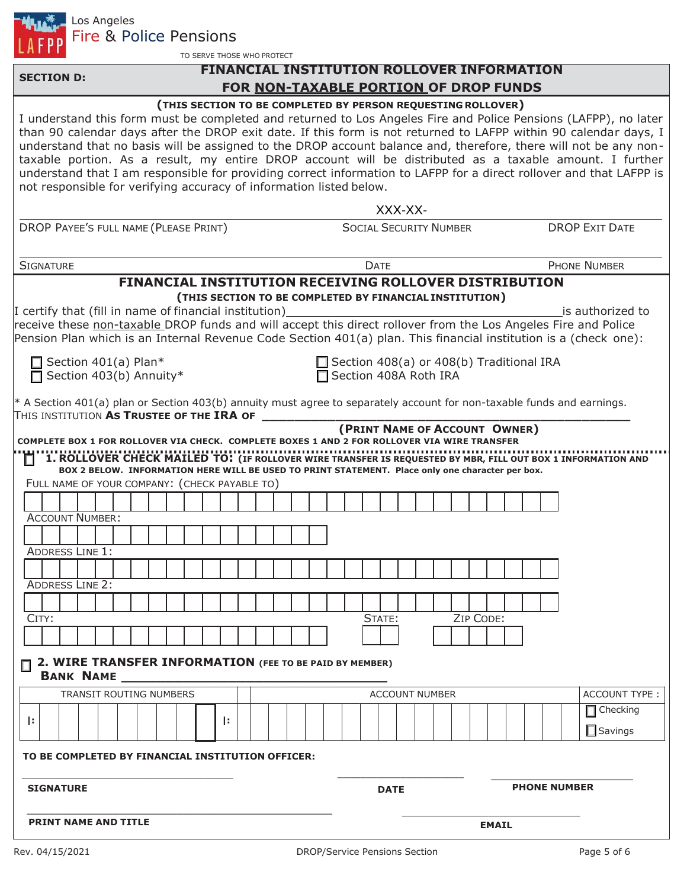Los Angeles
Fire & Police Pensions
TO SERVE THOSE WHO PROTECT

## SECTION D: FINANCIAL INSTITUTION ROLLOVER INFORMATION FOR NON-TAXABLE PORTION OF DROP FUNDS

**(THIS SECTION TO BE COMPLETED BY PERSON REQUESTING ROLLOVER)**

I understand this form must be completed and returned to Los Angeles Fire and Police Pensions (LAFPP), no later than 90 calendar days after the DROP exit date. If this form is not returned to LAFPP within 90 calendar days, I understand that no basis will be assigned to the DROP account balance and, therefore, there will not be any non-taxable portion. As a result, my entire DROP account will be distributed as a taxable amount. I further understand that I am responsible for providing correct information to LAFPP for a direct rollover and that LAFPP is not responsible for verifying accuracy of information listed below.

| | XXX-XX- | |
|---|---|---|
| DROP PAYEE'S FULL NAME (PLEASE PRINT) | SOCIAL SECURITY NUMBER | DROP EXIT DATE |
| | | |
| SIGNATURE | DATE | PHONE NUMBER |

## FINANCIAL INSTITUTION RECEIVING ROLLOVER DISTRIBUTION

**(THIS SECTION TO BE COMPLETED BY FINANCIAL INSTITUTION)**

I certify that (fill in name of financial institution)\_\_\_\_\_\_\_\_\_\_\_\_\_\_\_\_\_\_\_\_\_\_\_\_\_\_\_\_\_\_\_\_\_\_\_\_is authorized to receive these non-taxable DROP funds and will accept this direct rollover from the Los Angeles Fire and Police Pension Plan which is an Internal Revenue Code Section 401(a) plan. This financial institution is a (check one):

- ☐ Section 401(a) Plan*
- ☐ Section 403(b) Annuity*
- ☐ Section 408(a) or 408(b) Traditional IRA
- ☐ Section 408A Roth IRA

* A Section 401(a) plan or Section 403(b) annuity must agree to separately account for non-taxable funds and earnings.

THIS INSTITUTION **AS TRUSTEE OF THE IRA OF** \_\_\_\_\_\_\_\_\_\_\_\_\_\_\_\_\_\_\_\_\_\_\_\_\_\_\_\_\_\_\_\_\_\_\_\_\_\_\_\_\_\_\_\_
**(PRINT NAME OF ACCOUNT OWNER)**

**COMPLETE BOX 1 FOR ROLLOVER VIA CHECK. COMPLETE BOXES 1 AND 2 FOR ROLLOVER VIA WIRE TRANSFER**

☐ **1. ROLLOVER CHECK MAILED TO:** **(IF ROLLOVER WIRE TRANSFER IS REQUESTED BY MBR, FILL OUT BOX 1 INFORMATION AND BOX 2 BELOW. INFORMATION HERE WILL BE USED TO PRINT STATEMENT. Place only one character per box.**

FULL NAME OF YOUR COMPANY: (CHECK PAYABLE TO)

ACCOUNT NUMBER:

ADDRESS LINE 1:

ADDRESS LINE 2:

CITY: STATE: ZIP CODE:

☐ **2. WIRE TRANSFER INFORMATION (FEE TO BE PAID BY MEMBER)**

**BANK NAME** \_\_\_\_\_\_\_\_\_\_\_\_\_\_\_\_\_\_\_\_\_\_\_\_\_\_\_\_\_\_\_\_

| TRANSIT ROUTING NUMBERS | ACCOUNT NUMBER | ACCOUNT TYPE : |
|---|---|---|
| \|: \|: | | ☐ Checking ☐ Savings |

**TO BE COMPLETED BY FINANCIAL INSTITUTION OFFICER:**

| | | |
|---|---|---|
| **SIGNATURE** | **DATE** | **PHONE NUMBER** |
| **PRINT NAME AND TITLE** | | **EMAIL** |

Rev. 04/15/2021 DROP/Service Pensions Section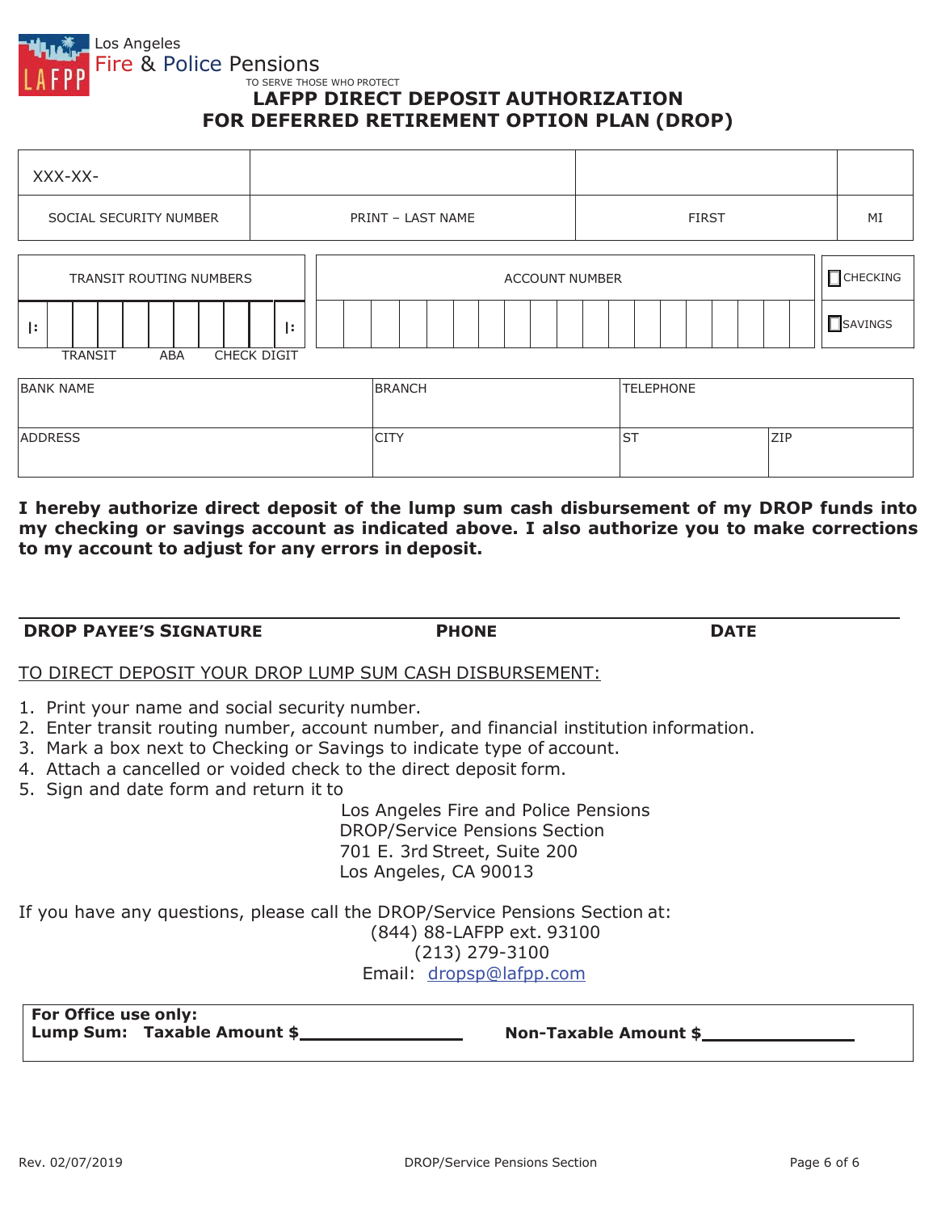Los Angeles
Fire & Police Pensions
TO SERVE THOSE WHO PROTECT

# LAFPP DIRECT DEPOSIT AUTHORIZATION FOR DEFERRED RETIREMENT OPTION PLAN (DROP)

| XXX-XX- | | | |
|---|---|---|---|
| SOCIAL SECURITY NUMBER | PRINT – LAST NAME | FIRST | MI |

| TRANSIT ROUTING NUMBERS | ACCOUNT NUMBER | ☐ CHECKING |
|---|---|---|
| I: TRANSIT ABA CHECK DIGIT I: | | ☐ SAVINGS |

| BANK NAME | BRANCH | TELEPHONE | |
|---|---|---|---|
| ADDRESS | CITY | ST | ZIP |

**I hereby authorize direct deposit of the lump sum cash disbursement of my DROP funds into my checking or savings account as indicated above. I also authorize you to make corrections to my account to adjust for any errors in deposit.**

**DROP PAYEE'S SIGNATURE** **PHONE** **DATE**

TO DIRECT DEPOSIT YOUR DROP LUMP SUM CASH DISBURSEMENT:

1. Print your name and social security number.
2. Enter transit routing number, account number, and financial institution information.
3. Mark a box next to Checking or Savings to indicate type of account.
4. Attach a cancelled or voided check to the direct deposit form.
5. Sign and date form and return it to

Los Angeles Fire and Police Pensions
DROP/Service Pensions Section
701 E. 3rd Street, Suite 200
Los Angeles, CA 90013

If you have any questions, please call the DROP/Service Pensions Section at:
(844) 88-LAFPP ext. 93100
(213) 279-3100
Email: dropsp@lafpp.com

**For Office use only:**
**Lump Sum: Taxable Amount $\_\_\_\_\_\_\_\_\_\_\_\_\_\_\_** **Non-Taxable Amount $\_\_\_\_\_\_\_\_\_\_\_\_\_\_\_**

Rev. 02/07/2019